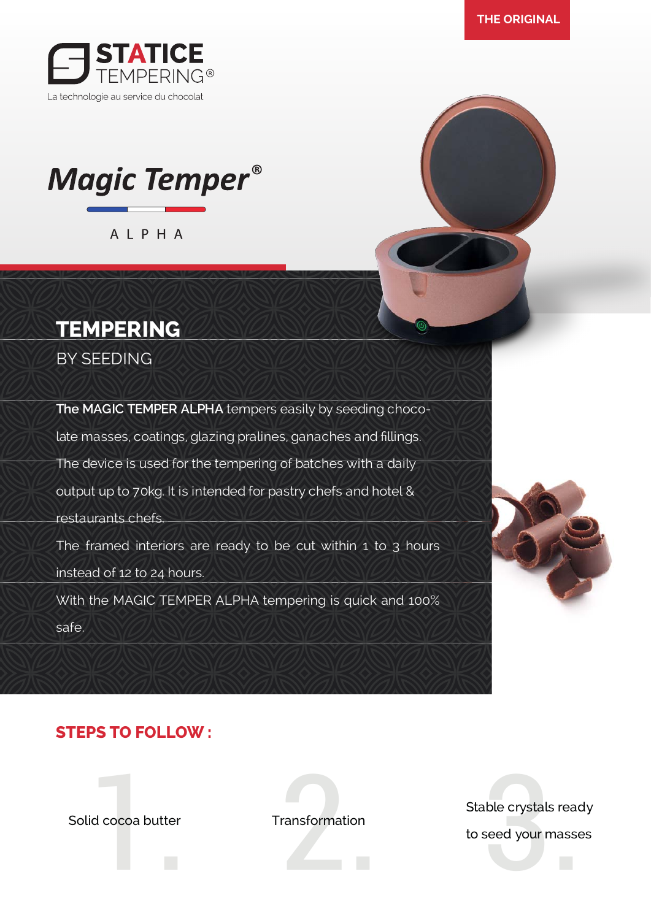THE ORIGINAL

STATICE TEMPERING®

La technologie au service du chocolat

# Magic Temper®

ALPHA

## TEMPERING

BY SEEDING

**The MAGIC TEMPER ALPHA** tempers easily by seeding chocolate masses, coatings, glazing pralines, ganaches and fillings.

The device is used for the tempering of batches with a daily output up to 70kg. It is intended for pastry chefs and hotel & restaurants chefs.

The framed interiors are ready to be cut within 1 to 3 hours instead of 12 to 24 hours.

With the MAGIC TEMPER ALPHA tempering is quick and 100% safe.

## STEPS TO FOLLOW :

1. Solid cocoa butter
2. Transformation
3. Stable crystals ready to seed your masses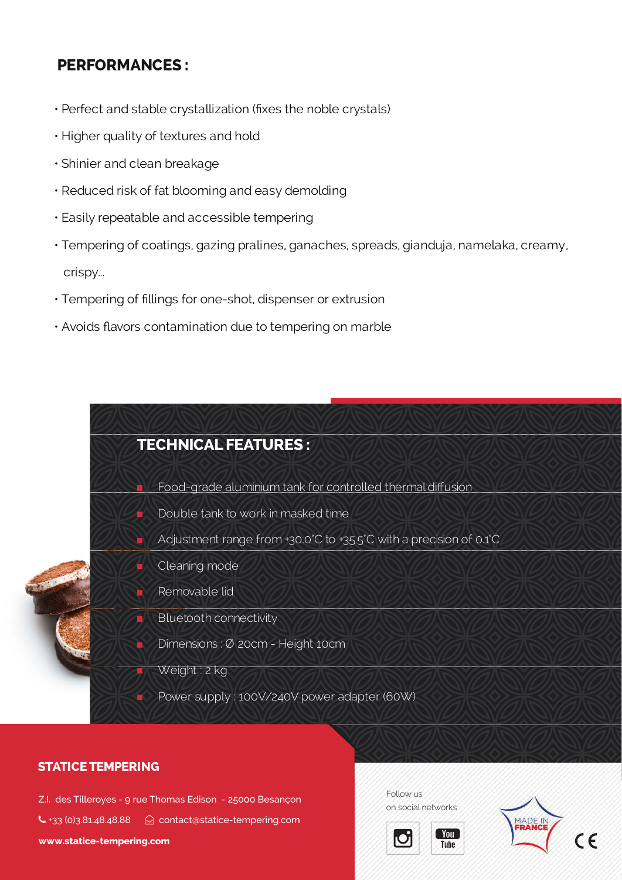## PERFORMANCES :

- Perfect and stable crystallization (fixes the noble crystals)
- Higher quality of textures and hold
- Shinier and clean breakage
- Reduced risk of fat blooming and easy demolding
- Easily repeatable and accessible tempering
- Tempering of coatings, gazing pralines, ganaches, spreads, gianduja, namelaka, creamy, crispy...
- Tempering of fillings for one-shot, dispenser or extrusion
- Avoids flavors contamination due to tempering on marble

## TECHNICAL FEATURES :

- Food-grade aluminium tank for controlled thermal diffusion
- Double tank to work in masked time
- Adjustment range from +30.0°C to +35.5°C with a precision of 0.1°C
- Cleaning mode
- Removable lid
- Bluetooth connectivity
- Dimensions : Ø 20cm - Height 10cm
- Weight : 2 kg
- Power supply : 100V/240V power adapter (60W)

**STATICE TEMPERING**

Z.I. des Tilleroyes - 9 rue Thomas Edison - 25000 Besançon

+33 (0)3.81.48.48.88 contact@statice-tempering.com

**www.statice-tempering.com**

Follow us on social networks

MADE IN FRANCE

CE